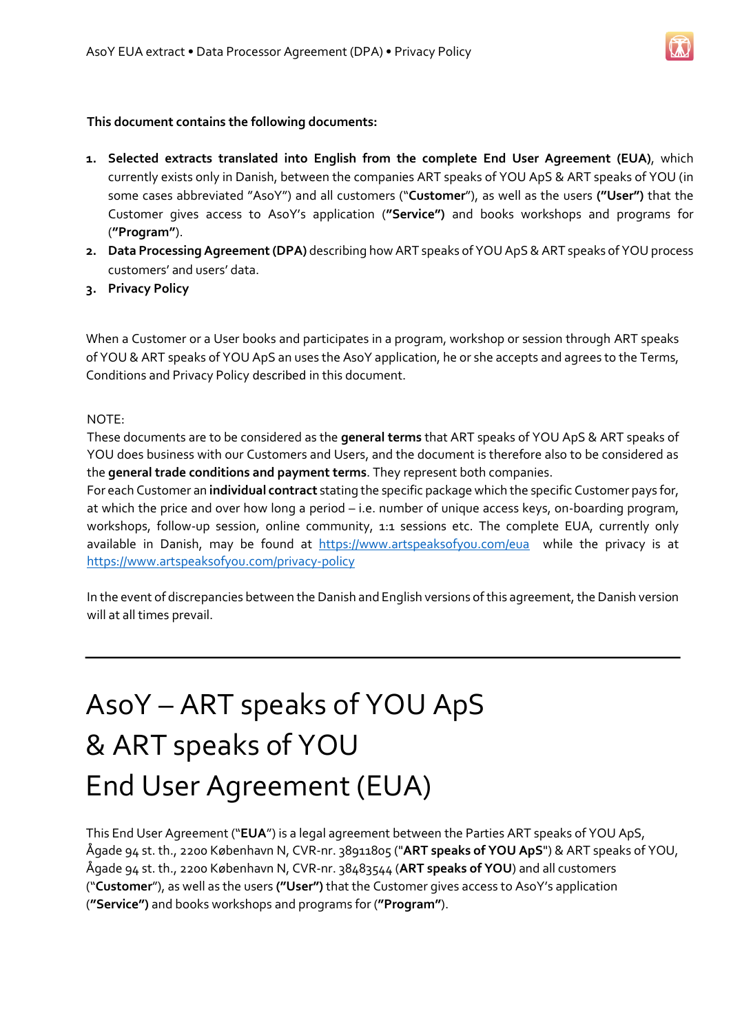**This document contains the following documents:**

1. **Selected extracts translated into English from the complete End User Agreement (EUA)**, which currently exists only in Danish, between the companies ART speaks of YOU ApS & ART speaks of YOU (in some cases abbreviated "AsoY") and all customers ("**Customer**"), as well as the users **("User")** that the Customer gives access to AsoY's application (**"Service")** and books workshops and programs for (**"Program"**).
2. **Data Processing Agreement (DPA)** describing how ART speaks of YOU ApS & ART speaks of YOU process customers' and users' data.
3. **Privacy Policy**

When a Customer or a User books and participates in a program, workshop or session through ART speaks of YOU & ART speaks of YOU ApS an uses the AsoY application, he or she accepts and agrees to the Terms, Conditions and Privacy Policy described in this document.

NOTE:
These documents are to be considered as the **general terms** that ART speaks of YOU ApS & ART speaks of YOU does business with our Customers and Users, and the document is therefore also to be considered as the **general trade conditions and payment terms**. They represent both companies.
For each Customer an **individual contract** stating the specific package which the specific Customer pays for, at which the price and over how long a period – i.e. number of unique access keys, on-boarding program, workshops, follow-up session, online community, 1:1 sessions etc. The complete EUA, currently only available in Danish, may be found at https://www.artspeaksofyou.com/eua while the privacy is at https://www.artspeaksofyou.com/privacy-policy

In the event of discrepancies between the Danish and English versions of this agreement, the Danish version will at all times prevail.

---

# AsoY – ART speaks of YOU ApS & ART speaks of YOU End User Agreement (EUA)

This End User Agreement ("**EUA**") is a legal agreement between the Parties ART speaks of YOU ApS, Ågade 94 st. th., 2200 København N, CVR-nr. 38911805 ("**ART speaks of YOU ApS**") & ART speaks of YOU, Ågade 94 st. th., 2200 København N, CVR-nr. 38483544 (**ART speaks of YOU**) and all customers ("**Customer**"), as well as the users **("User")** that the Customer gives access to AsoY's application (**"Service")** and books workshops and programs for (**"Program"**).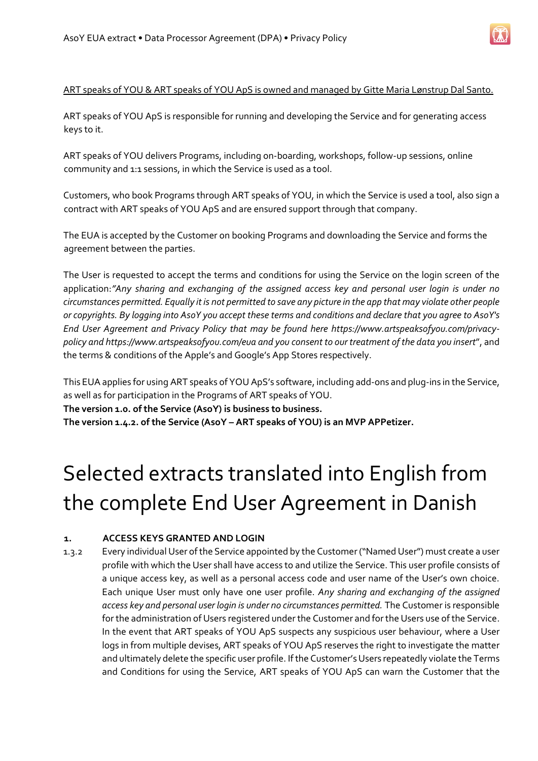ART speaks of YOU & ART speaks of YOU ApS is owned and managed by Gitte Maria Lønstrup Dal Santo.

ART speaks of YOU ApS is responsible for running and developing the Service and for generating access keys to it.

ART speaks of YOU delivers Programs, including on-boarding, workshops, follow-up sessions, online community and 1:1 sessions, in which the Service is used as a tool.

Customers, who book Programs through ART speaks of YOU, in which the Service is used a tool, also sign a contract with ART speaks of YOU ApS and are ensured support through that company.

The EUA is accepted by the Customer on booking Programs and downloading the Service and forms the agreement between the parties.

The User is requested to accept the terms and conditions for using the Service on the login screen of the application: *"Any sharing and exchanging of the assigned access key and personal user login is under no circumstances permitted. Equally it is not permitted to save any picture in the app that may violate other people or copyrights. By logging into AsoY you accept these terms and conditions and declare that you agree to AsoY's End User Agreement and Privacy Policy that may be found here https://www.artspeaksofyou.com/privacy-policy and https://www.artspeaksofyou.com/eua and you consent to our treatment of the data you insert*", and the terms & conditions of the Apple's and Google's App Stores respectively.

This EUA applies for using ART speaks of YOU ApS's software, including add-ons and plug-ins in the Service, as well as for participation in the Programs of ART speaks of YOU.
**The version 1.0. of the Service (AsoY) is business to business.**
**The version 1.4.2. of the Service (AsoY – ART speaks of YOU) is an MVP APPetizer.**

# Selected extracts translated into English from the complete End User Agreement in Danish

**1. ACCESS KEYS GRANTED AND LOGIN**

1.3.2 Every individual User of the Service appointed by the Customer ("Named User") must create a user profile with which the User shall have access to and utilize the Service. This user profile consists of a unique access key, as well as a personal access code and user name of the User's own choice. Each unique User must only have one user profile. *Any sharing and exchanging of the assigned access key and personal user login is under no circumstances permitted.* The Customer is responsible for the administration of Users registered under the Customer and for the Users use of the Service. In the event that ART speaks of YOU ApS suspects any suspicious user behaviour, where a User logs in from multiple devises, ART speaks of YOU ApS reserves the right to investigate the matter and ultimately delete the specific user profile. If the Customer's Users repeatedly violate the Terms and Conditions for using the Service, ART speaks of YOU ApS can warn the Customer that the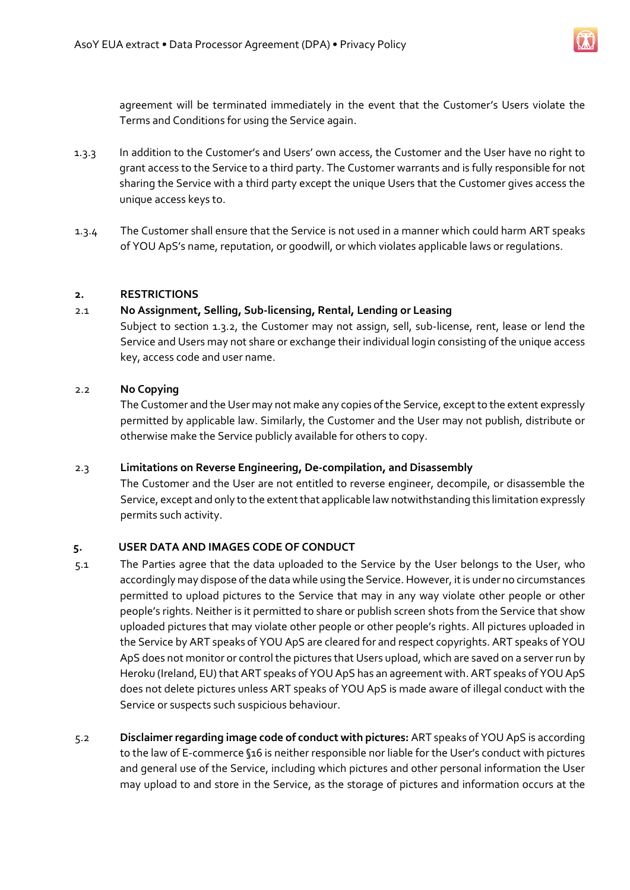agreement will be terminated immediately in the event that the Customer's Users violate the Terms and Conditions for using the Service again.

1.3.3 In addition to the Customer's and Users' own access, the Customer and the User have no right to grant access to the Service to a third party. The Customer warrants and is fully responsible for not sharing the Service with a third party except the unique Users that the Customer gives access the unique access keys to.

1.3.4 The Customer shall ensure that the Service is not used in a manner which could harm ART speaks of YOU ApS's name, reputation, or goodwill, or which violates applicable laws or regulations.

## 2. RESTRICTIONS

### 2.1 No Assignment, Selling, Sub-licensing, Rental, Lending or Leasing

Subject to section 1.3.2, the Customer may not assign, sell, sub-license, rent, lease or lend the Service and Users may not share or exchange their individual login consisting of the unique access key, access code and user name.

### 2.2 No Copying

The Customer and the User may not make any copies of the Service, except to the extent expressly permitted by applicable law. Similarly, the Customer and the User may not publish, distribute or otherwise make the Service publicly available for others to copy.

### 2.3 Limitations on Reverse Engineering, De-compilation, and Disassembly

The Customer and the User are not entitled to reverse engineer, decompile, or disassemble the Service, except and only to the extent that applicable law notwithstanding this limitation expressly permits such activity.

## 5. USER DATA AND IMAGES CODE OF CONDUCT

5.1 The Parties agree that the data uploaded to the Service by the User belongs to the User, who accordingly may dispose of the data while using the Service. However, it is under no circumstances permitted to upload pictures to the Service that may in any way violate other people or other people's rights. Neither is it permitted to share or publish screen shots from the Service that show uploaded pictures that may violate other people or other people's rights. All pictures uploaded in the Service by ART speaks of YOU ApS are cleared for and respect copyrights. ART speaks of YOU ApS does not monitor or control the pictures that Users upload, which are saved on a server run by Heroku (Ireland, EU) that ART speaks of YOU ApS has an agreement with. ART speaks of YOU ApS does not delete pictures unless ART speaks of YOU ApS is made aware of illegal conduct with the Service or suspects such suspicious behaviour.

5.2 **Disclaimer regarding image code of conduct with pictures:** ART speaks of YOU ApS is according to the law of E-commerce §16 is neither responsible nor liable for the User's conduct with pictures and general use of the Service, including which pictures and other personal information the User may upload to and store in the Service, as the storage of pictures and information occurs at the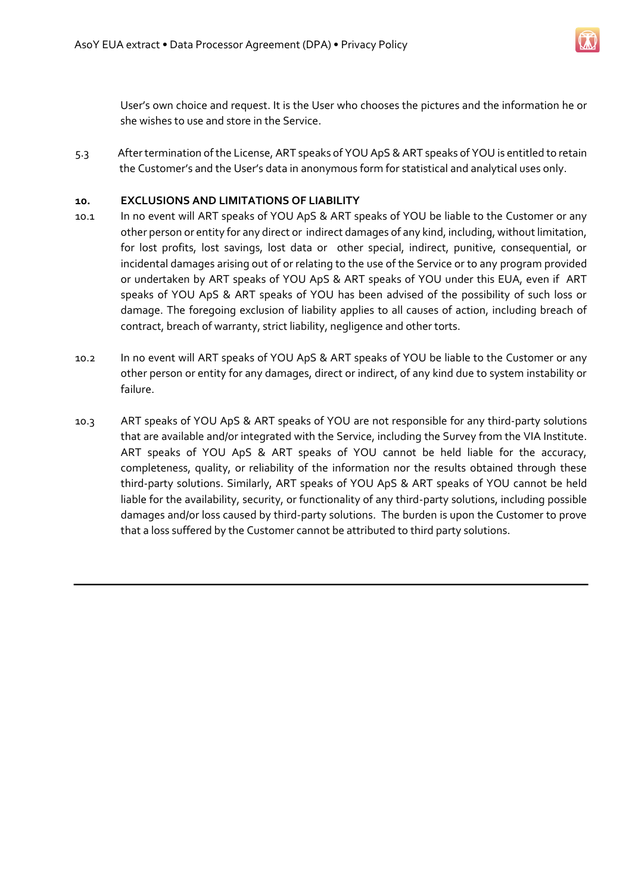User's own choice and request. It is the User who chooses the pictures and the information he or she wishes to use and store in the Service.

5.3 After termination of the License, ART speaks of YOU ApS & ART speaks of YOU is entitled to retain the Customer's and the User's data in anonymous form for statistical and analytical uses only.

## 10. EXCLUSIONS AND LIMITATIONS OF LIABILITY

10.1 In no event will ART speaks of YOU ApS & ART speaks of YOU be liable to the Customer or any other person or entity for any direct or indirect damages of any kind, including, without limitation, for lost profits, lost savings, lost data or other special, indirect, punitive, consequential, or incidental damages arising out of or relating to the use of the Service or to any program provided or undertaken by ART speaks of YOU ApS & ART speaks of YOU under this EUA, even if ART speaks of YOU ApS & ART speaks of YOU has been advised of the possibility of such loss or damage. The foregoing exclusion of liability applies to all causes of action, including breach of contract, breach of warranty, strict liability, negligence and other torts.

10.2 In no event will ART speaks of YOU ApS & ART speaks of YOU be liable to the Customer or any other person or entity for any damages, direct or indirect, of any kind due to system instability or failure.

10.3 ART speaks of YOU ApS & ART speaks of YOU are not responsible for any third-party solutions that are available and/or integrated with the Service, including the Survey from the VIA Institute. ART speaks of YOU ApS & ART speaks of YOU cannot be held liable for the accuracy, completeness, quality, or reliability of the information nor the results obtained through these third-party solutions. Similarly, ART speaks of YOU ApS & ART speaks of YOU cannot be held liable for the availability, security, or functionality of any third-party solutions, including possible damages and/or loss caused by third-party solutions. The burden is upon the Customer to prove that a loss suffered by the Customer cannot be attributed to third party solutions.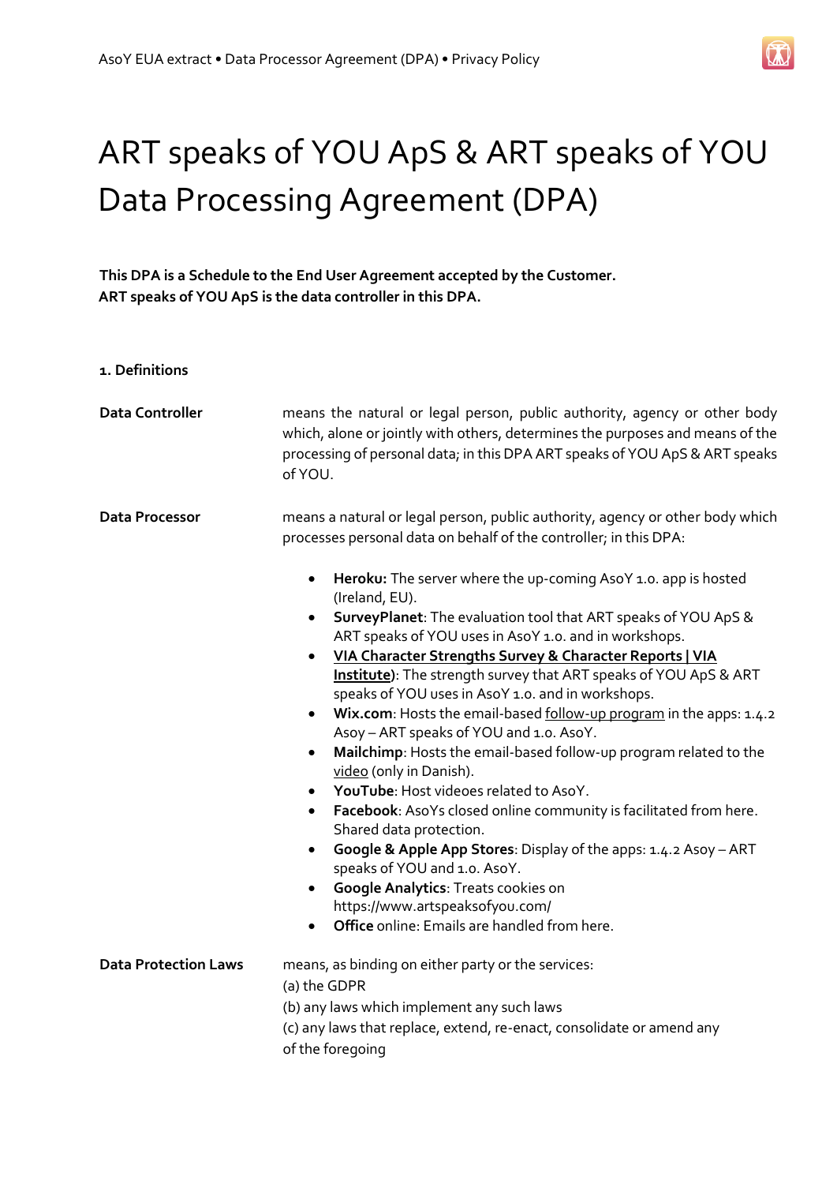# ART speaks of YOU ApS & ART speaks of YOU Data Processing Agreement (DPA)

**This DPA is a Schedule to the End User Agreement accepted by the Customer.**
**ART speaks of YOU ApS is the data controller in this DPA.**

**1. Definitions**

**Data Controller**

means the natural or legal person, public authority, agency or other body which, alone or jointly with others, determines the purposes and means of the processing of personal data; in this DPA ART speaks of YOU ApS & ART speaks of YOU.

**Data Processor**

means a natural or legal person, public authority, agency or other body which processes personal data on behalf of the controller; in this DPA:

- **Heroku:** The server where the up-coming AsoY 1.0. app is hosted (Ireland, EU).
- **SurveyPlanet**: The evaluation tool that ART speaks of YOU ApS & ART speaks of YOU uses in AsoY 1.0. and in workshops.
- **VIA Character Strengths Survey & Character Reports | VIA Institute)**: The strength survey that ART speaks of YOU ApS & ART speaks of YOU uses in AsoY 1.0. and in workshops.
- **Wix.com**: Hosts the email-based follow-up program in the apps: 1.4.2 Asoy – ART speaks of YOU and 1.0. AsoY.
- **Mailchimp**: Hosts the email-based follow-up program related to the video (only in Danish).
- **YouTube**: Host videoes related to AsoY.
- **Facebook**: AsoYs closed online community is facilitated from here. Shared data protection.
- **Google & Apple App Stores**: Display of the apps: 1.4.2 Asoy – ART speaks of YOU and 1.0. AsoY.
- **Google Analytics**: Treats cookies on https://www.artspeaksofyou.com/
- **Office** online: Emails are handled from here.

**Data Protection Laws**

means, as binding on either party or the services:
(a) the GDPR
(b) any laws which implement any such laws
(c) any laws that replace, extend, re-enact, consolidate or amend any of the foregoing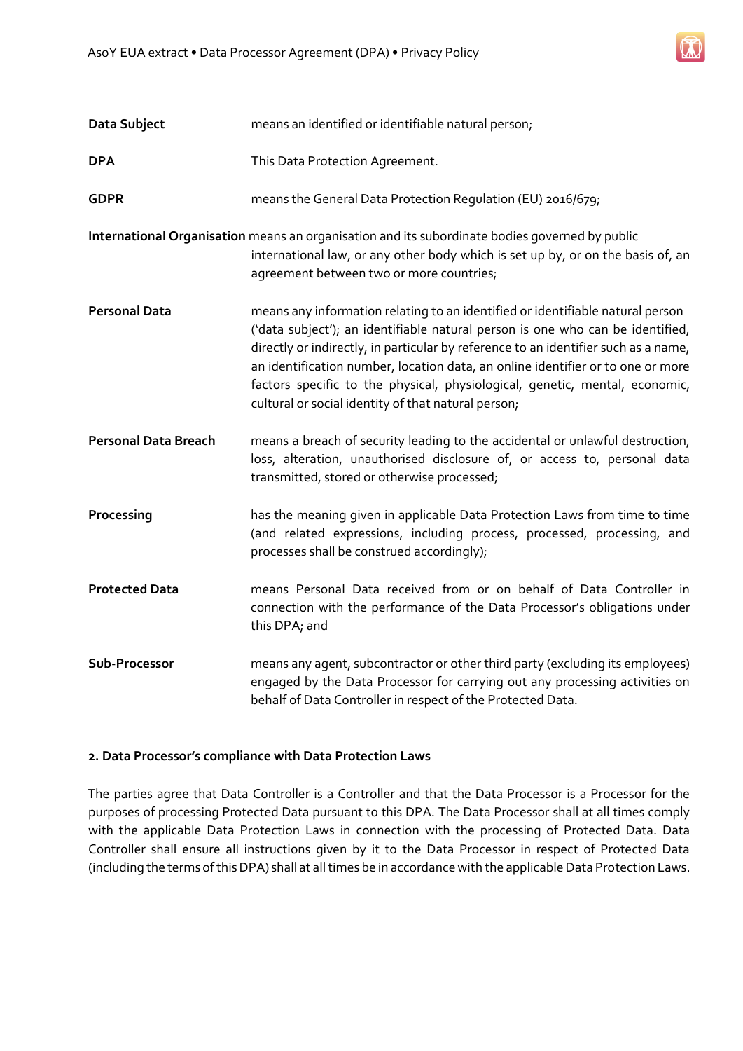| | |
|---|---|
| **Data Subject** | means an identified or identifiable natural person; |
| **DPA** | This Data Protection Agreement. |
| **GDPR** | means the General Data Protection Regulation (EU) 2016/679; |
| **International Organisation** | means an organisation and its subordinate bodies governed by public international law, or any other body which is set up by, or on the basis of, an agreement between two or more countries; |
| **Personal Data** | means any information relating to an identified or identifiable natural person ('data subject'); an identifiable natural person is one who can be identified, directly or indirectly, in particular by reference to an identifier such as a name, an identification number, location data, an online identifier or to one or more factors specific to the physical, physiological, genetic, mental, economic, cultural or social identity of that natural person; |
| **Personal Data Breach** | means a breach of security leading to the accidental or unlawful destruction, loss, alteration, unauthorised disclosure of, or access to, personal data transmitted, stored or otherwise processed; |
| **Processing** | has the meaning given in applicable Data Protection Laws from time to time (and related expressions, including process, processed, processing, and processes shall be construed accordingly); |
| **Protected Data** | means Personal Data received from or on behalf of Data Controller in connection with the performance of the Data Processor's obligations under this DPA; and |
| **Sub-Processor** | means any agent, subcontractor or other third party (excluding its employees) engaged by the Data Processor for carrying out any processing activities on behalf of Data Controller in respect of the Protected Data. |

**2. Data Processor's compliance with Data Protection Laws**

The parties agree that Data Controller is a Controller and that the Data Processor is a Processor for the purposes of processing Protected Data pursuant to this DPA. The Data Processor shall at all times comply with the applicable Data Protection Laws in connection with the processing of Protected Data. Data Controller shall ensure all instructions given by it to the Data Processor in respect of Protected Data (including the terms of this DPA) shall at all times be in accordance with the applicable Data Protection Laws.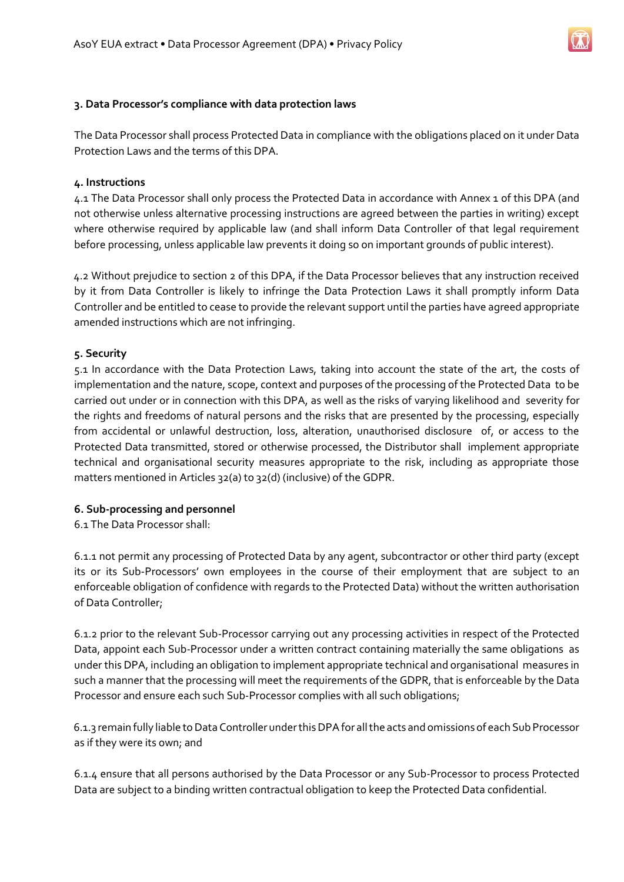## 3. Data Processor's compliance with data protection laws

The Data Processor shall process Protected Data in compliance with the obligations placed on it under Data Protection Laws and the terms of this DPA.

## 4. Instructions

4.1 The Data Processor shall only process the Protected Data in accordance with Annex 1 of this DPA (and not otherwise unless alternative processing instructions are agreed between the parties in writing) except where otherwise required by applicable law (and shall inform Data Controller of that legal requirement before processing, unless applicable law prevents it doing so on important grounds of public interest).

4.2 Without prejudice to section 2 of this DPA, if the Data Processor believes that any instruction received by it from Data Controller is likely to infringe the Data Protection Laws it shall promptly inform Data Controller and be entitled to cease to provide the relevant support until the parties have agreed appropriate amended instructions which are not infringing.

## 5. Security

5.1 In accordance with the Data Protection Laws, taking into account the state of the art, the costs of implementation and the nature, scope, context and purposes of the processing of the Protected Data to be carried out under or in connection with this DPA, as well as the risks of varying likelihood and severity for the rights and freedoms of natural persons and the risks that are presented by the processing, especially from accidental or unlawful destruction, loss, alteration, unauthorised disclosure of, or access to the Protected Data transmitted, stored or otherwise processed, the Distributor shall implement appropriate technical and organisational security measures appropriate to the risk, including as appropriate those matters mentioned in Articles 32(a) to 32(d) (inclusive) of the GDPR.

## 6. Sub-processing and personnel

6.1 The Data Processor shall:

6.1.1 not permit any processing of Protected Data by any agent, subcontractor or other third party (except its or its Sub-Processors' own employees in the course of their employment that are subject to an enforceable obligation of confidence with regards to the Protected Data) without the written authorisation of Data Controller;

6.1.2 prior to the relevant Sub-Processor carrying out any processing activities in respect of the Protected Data, appoint each Sub-Processor under a written contract containing materially the same obligations as under this DPA, including an obligation to implement appropriate technical and organisational measures in such a manner that the processing will meet the requirements of the GDPR, that is enforceable by the Data Processor and ensure each such Sub-Processor complies with all such obligations;

6.1.3 remain fully liable to Data Controller under this DPA for all the acts and omissions of each Sub Processor as if they were its own; and

6.1.4 ensure that all persons authorised by the Data Processor or any Sub-Processor to process Protected Data are subject to a binding written contractual obligation to keep the Protected Data confidential.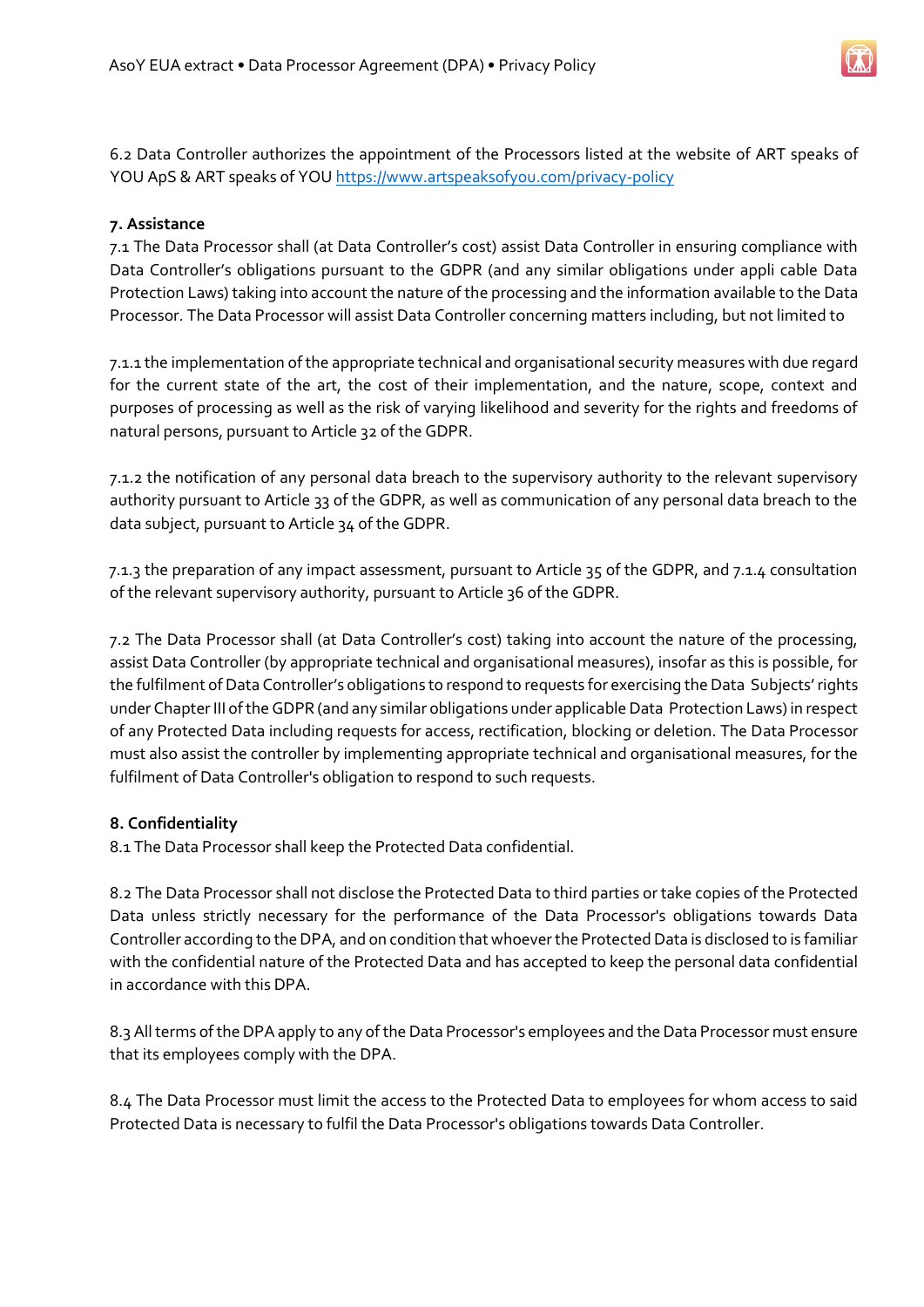6.2 Data Controller authorizes the appointment of the Processors listed at the website of ART speaks of YOU ApS & ART speaks of YOU [https://www.artspeaksofyou.com/privacy-policy](https://www.artspeaksofyou.com/privacy-policy)

**7. Assistance**

7.1 The Data Processor shall (at Data Controller's cost) assist Data Controller in ensuring compliance with Data Controller's obligations pursuant to the GDPR (and any similar obligations under appli cable Data Protection Laws) taking into account the nature of the processing and the information available to the Data Processor. The Data Processor will assist Data Controller concerning matters including, but not limited to

7.1.1 the implementation of the appropriate technical and organisational security measures with due regard for the current state of the art, the cost of their implementation, and the nature, scope, context and purposes of processing as well as the risk of varying likelihood and severity for the rights and freedoms of natural persons, pursuant to Article 32 of the GDPR.

7.1.2 the notification of any personal data breach to the supervisory authority to the relevant supervisory authority pursuant to Article 33 of the GDPR, as well as communication of any personal data breach to the data subject, pursuant to Article 34 of the GDPR.

7.1.3 the preparation of any impact assessment, pursuant to Article 35 of the GDPR, and 7.1.4 consultation of the relevant supervisory authority, pursuant to Article 36 of the GDPR.

7.2 The Data Processor shall (at Data Controller's cost) taking into account the nature of the processing, assist Data Controller (by appropriate technical and organisational measures), insofar as this is possible, for the fulfilment of Data Controller's obligations to respond to requests for exercising the Data Subjects' rights under Chapter III of the GDPR (and any similar obligations under applicable Data Protection Laws) in respect of any Protected Data including requests for access, rectification, blocking or deletion. The Data Processor must also assist the controller by implementing appropriate technical and organisational measures, for the fulfilment of Data Controller's obligation to respond to such requests.

**8. Confidentiality**

8.1 The Data Processor shall keep the Protected Data confidential.

8.2 The Data Processor shall not disclose the Protected Data to third parties or take copies of the Protected Data unless strictly necessary for the performance of the Data Processor's obligations towards Data Controller according to the DPA, and on condition that whoever the Protected Data is disclosed to is familiar with the confidential nature of the Protected Data and has accepted to keep the personal data confidential in accordance with this DPA.

8.3 All terms of the DPA apply to any of the Data Processor's employees and the Data Processor must ensure that its employees comply with the DPA.

8.4 The Data Processor must limit the access to the Protected Data to employees for whom access to said Protected Data is necessary to fulfil the Data Processor's obligations towards Data Controller.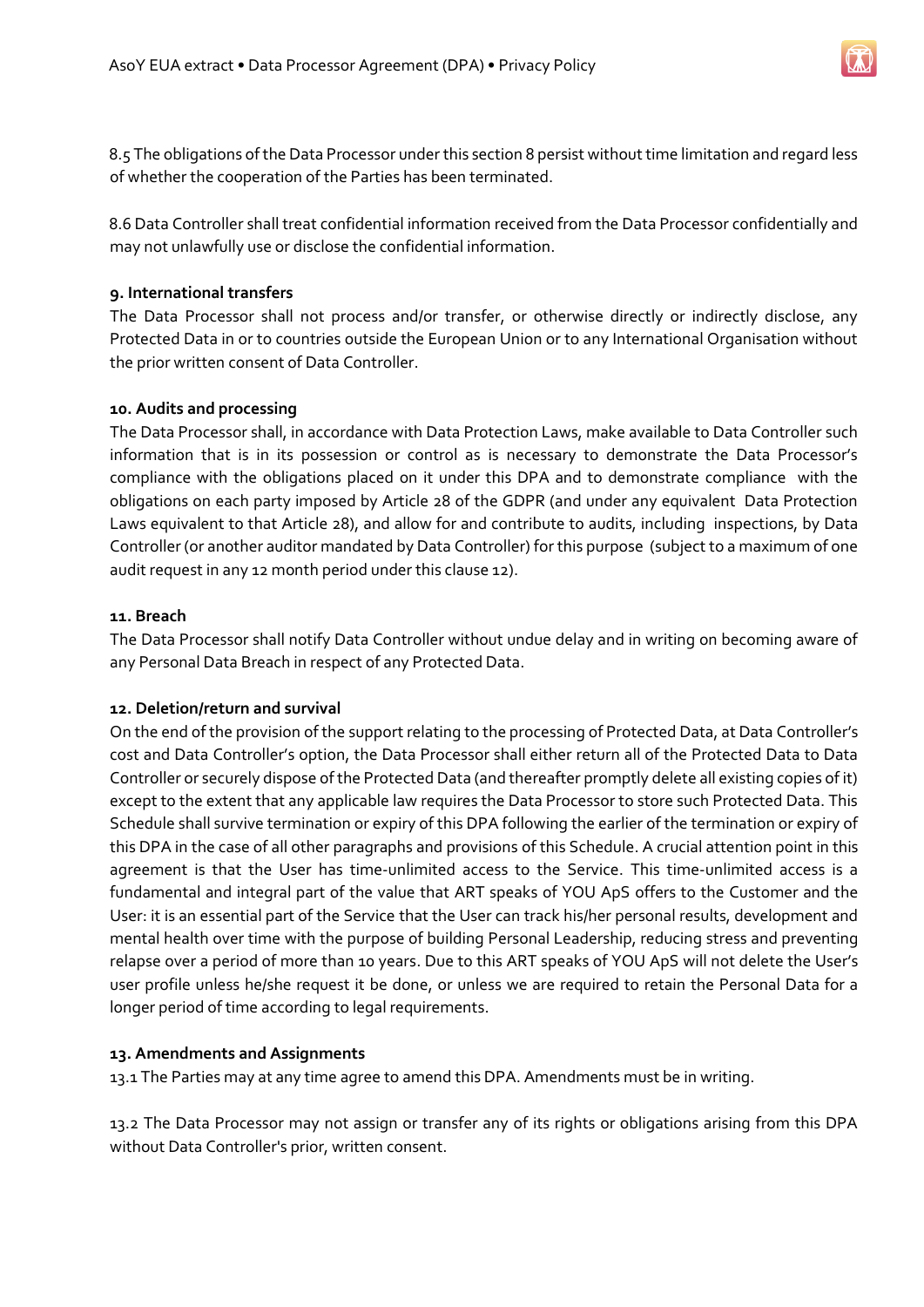8.5 The obligations of the Data Processor under this section 8 persist without time limitation and regard less of whether the cooperation of the Parties has been terminated.

8.6 Data Controller shall treat confidential information received from the Data Processor confidentially and may not unlawfully use or disclose the confidential information.

**9. International transfers**

The Data Processor shall not process and/or transfer, or otherwise directly or indirectly disclose, any Protected Data in or to countries outside the European Union or to any International Organisation without the prior written consent of Data Controller.

**10. Audits and processing**

The Data Processor shall, in accordance with Data Protection Laws, make available to Data Controller such information that is in its possession or control as is necessary to demonstrate the Data Processor's compliance with the obligations placed on it under this DPA and to demonstrate compliance with the obligations on each party imposed by Article 28 of the GDPR (and under any equivalent Data Protection Laws equivalent to that Article 28), and allow for and contribute to audits, including inspections, by Data Controller (or another auditor mandated by Data Controller) for this purpose (subject to a maximum of one audit request in any 12 month period under this clause 12).

**11. Breach**

The Data Processor shall notify Data Controller without undue delay and in writing on becoming aware of any Personal Data Breach in respect of any Protected Data.

**12. Deletion/return and survival**

On the end of the provision of the support relating to the processing of Protected Data, at Data Controller's cost and Data Controller's option, the Data Processor shall either return all of the Protected Data to Data Controller or securely dispose of the Protected Data (and thereafter promptly delete all existing copies of it) except to the extent that any applicable law requires the Data Processor to store such Protected Data. This Schedule shall survive termination or expiry of this DPA following the earlier of the termination or expiry of this DPA in the case of all other paragraphs and provisions of this Schedule. A crucial attention point in this agreement is that the User has time-unlimited access to the Service. This time-unlimited access is a fundamental and integral part of the value that ART speaks of YOU ApS offers to the Customer and the User: it is an essential part of the Service that the User can track his/her personal results, development and mental health over time with the purpose of building Personal Leadership, reducing stress and preventing relapse over a period of more than 10 years. Due to this ART speaks of YOU ApS will not delete the User's user profile unless he/she request it be done, or unless we are required to retain the Personal Data for a longer period of time according to legal requirements.

**13. Amendments and Assignments**

13.1 The Parties may at any time agree to amend this DPA. Amendments must be in writing.

13.2 The Data Processor may not assign or transfer any of its rights or obligations arising from this DPA without Data Controller's prior, written consent.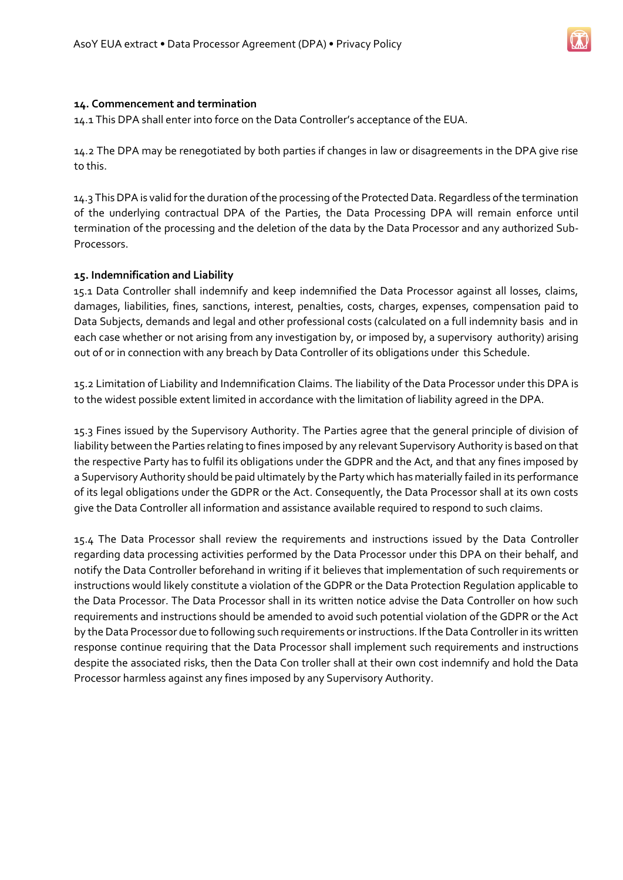**14. Commencement and termination**

14.1 This DPA shall enter into force on the Data Controller's acceptance of the EUA.

14.2 The DPA may be renegotiated by both parties if changes in law or disagreements in the DPA give rise to this.

14.3 This DPA is valid for the duration of the processing of the Protected Data. Regardless of the termination of the underlying contractual DPA of the Parties, the Data Processing DPA will remain enforce until termination of the processing and the deletion of the data by the Data Processor and any authorized Sub-Processors.

**15. Indemnification and Liability**

15.1 Data Controller shall indemnify and keep indemnified the Data Processor against all losses, claims, damages, liabilities, fines, sanctions, interest, penalties, costs, charges, expenses, compensation paid to Data Subjects, demands and legal and other professional costs (calculated on a full indemnity basis and in each case whether or not arising from any investigation by, or imposed by, a supervisory authority) arising out of or in connection with any breach by Data Controller of its obligations under this Schedule.

15.2 Limitation of Liability and Indemnification Claims. The liability of the Data Processor under this DPA is to the widest possible extent limited in accordance with the limitation of liability agreed in the DPA.

15.3 Fines issued by the Supervisory Authority. The Parties agree that the general principle of division of liability between the Parties relating to fines imposed by any relevant Supervisory Authority is based on that the respective Party has to fulfil its obligations under the GDPR and the Act, and that any fines imposed by a Supervisory Authority should be paid ultimately by the Party which has materially failed in its performance of its legal obligations under the GDPR or the Act. Consequently, the Data Processor shall at its own costs give the Data Controller all information and assistance available required to respond to such claims.

15.4 The Data Processor shall review the requirements and instructions issued by the Data Controller regarding data processing activities performed by the Data Processor under this DPA on their behalf, and notify the Data Controller beforehand in writing if it believes that implementation of such requirements or instructions would likely constitute a violation of the GDPR or the Data Protection Regulation applicable to the Data Processor. The Data Processor shall in its written notice advise the Data Controller on how such requirements and instructions should be amended to avoid such potential violation of the GDPR or the Act by the Data Processor due to following such requirements or instructions. If the Data Controller in its written response continue requiring that the Data Processor shall implement such requirements and instructions despite the associated risks, then the Data Con troller shall at their own cost indemnify and hold the Data Processor harmless against any fines imposed by any Supervisory Authority.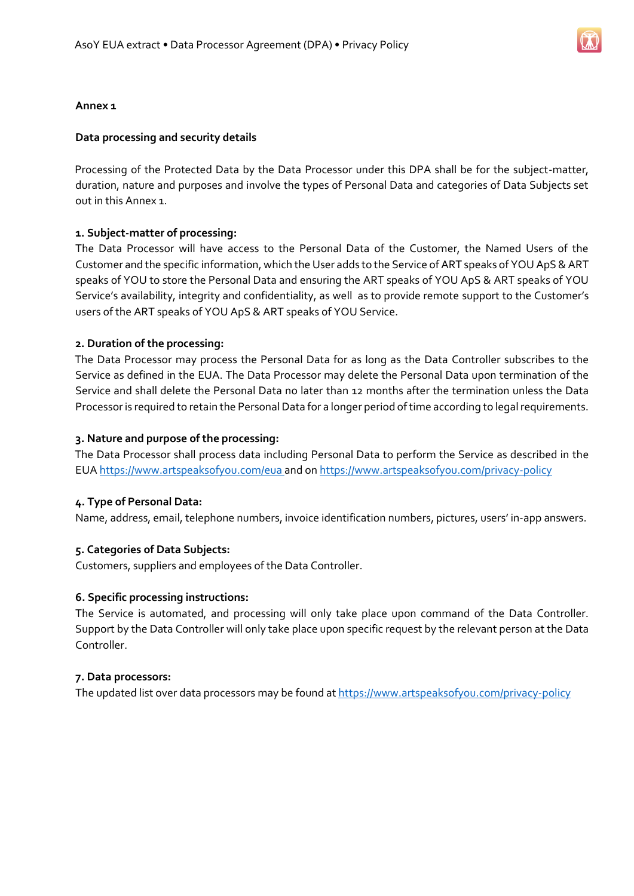**Annex 1**

**Data processing and security details**

Processing of the Protected Data by the Data Processor under this DPA shall be for the subject-matter, duration, nature and purposes and involve the types of Personal Data and categories of Data Subjects set out in this Annex 1.

**1. Subject-matter of processing:**
The Data Processor will have access to the Personal Data of the Customer, the Named Users of the Customer and the specific information, which the User adds to the Service of ART speaks of YOU ApS & ART speaks of YOU to store the Personal Data and ensuring the ART speaks of YOU ApS & ART speaks of YOU Service's availability, integrity and confidentiality, as well as to provide remote support to the Customer's users of the ART speaks of YOU ApS & ART speaks of YOU Service.

**2. Duration of the processing:**
The Data Processor may process the Personal Data for as long as the Data Controller subscribes to the Service as defined in the EUA. The Data Processor may delete the Personal Data upon termination of the Service and shall delete the Personal Data no later than 12 months after the termination unless the Data Processor is required to retain the Personal Data for a longer period of time according to legal requirements.

**3. Nature and purpose of the processing:**
The Data Processor shall process data including Personal Data to perform the Service as described in the EUA https://www.artspeaksofyou.com/eua and on https://www.artspeaksofyou.com/privacy-policy

**4. Type of Personal Data:**
Name, address, email, telephone numbers, invoice identification numbers, pictures, users' in-app answers.

**5. Categories of Data Subjects:**
Customers, suppliers and employees of the Data Controller.

**6. Specific processing instructions:**
The Service is automated, and processing will only take place upon command of the Data Controller. Support by the Data Controller will only take place upon specific request by the relevant person at the Data Controller.

**7. Data processors:**
The updated list over data processors may be found at https://www.artspeaksofyou.com/privacy-policy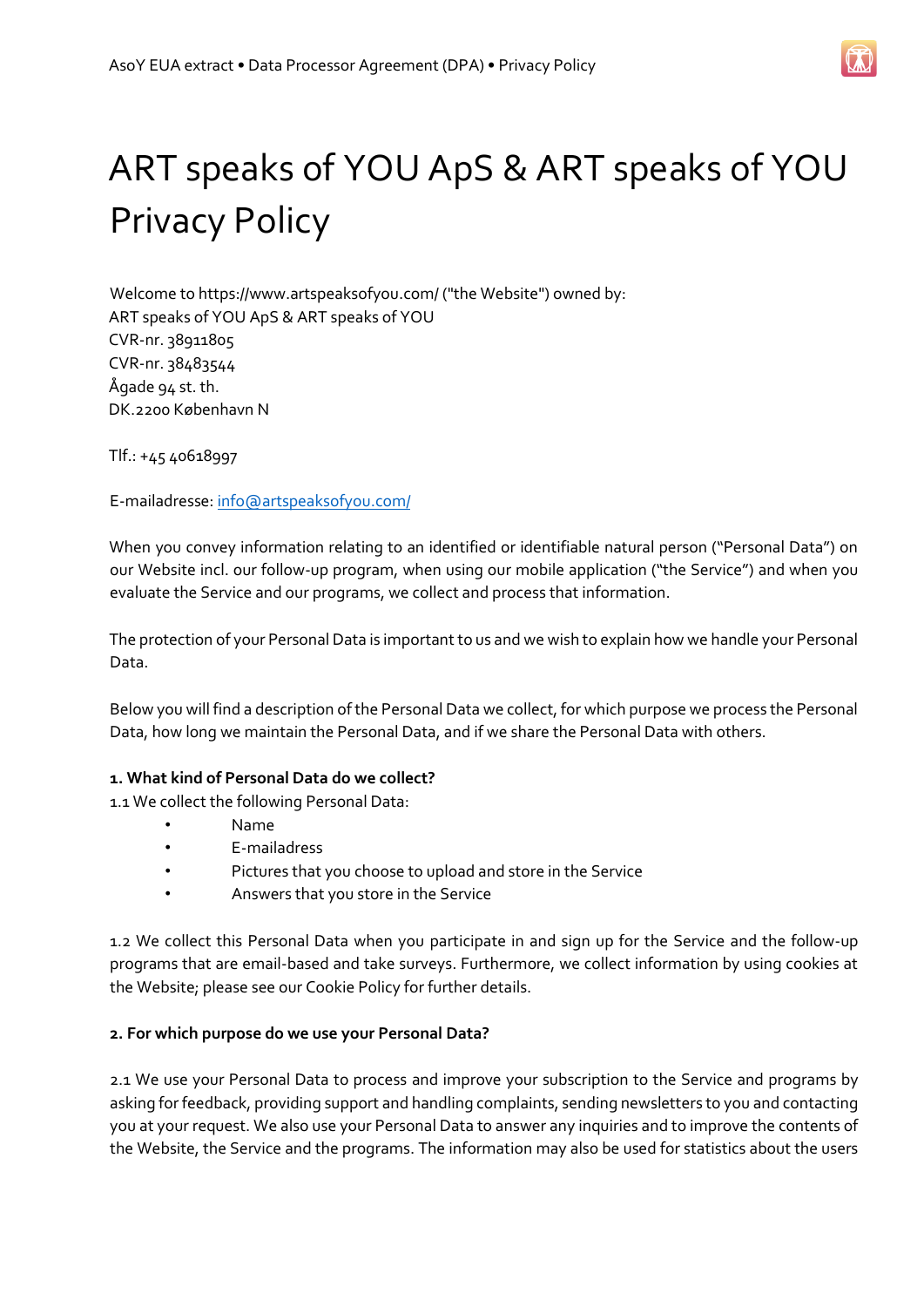# ART speaks of YOU ApS & ART speaks of YOU Privacy Policy

Welcome to https://www.artspeaksofyou.com/ ("the Website") owned by:
ART speaks of YOU ApS & ART speaks of YOU
CVR-nr. 38911805
CVR-nr. 38483544
Ågade 94 st. th.
DK.2200 København N

Tlf.: +45 40618997

E-mailadresse: info@artspeaksofyou.com/

When you convey information relating to an identified or identifiable natural person ("Personal Data") on our Website incl. our follow-up program, when using our mobile application ("the Service") and when you evaluate the Service and our programs, we collect and process that information.

The protection of your Personal Data is important to us and we wish to explain how we handle your Personal Data.

Below you will find a description of the Personal Data we collect, for which purpose we process the Personal Data, how long we maintain the Personal Data, and if we share the Personal Data with others.

**1. What kind of Personal Data do we collect?**

1.1 We collect the following Personal Data:

- Name
- E-mailadress
- Pictures that you choose to upload and store in the Service
- Answers that you store in the Service

1.2 We collect this Personal Data when you participate in and sign up for the Service and the follow-up programs that are email-based and take surveys. Furthermore, we collect information by using cookies at the Website; please see our Cookie Policy for further details.

**2. For which purpose do we use your Personal Data?**

2.1 We use your Personal Data to process and improve your subscription to the Service and programs by asking for feedback, providing support and handling complaints, sending newsletters to you and contacting you at your request. We also use your Personal Data to answer any inquiries and to improve the contents of the Website, the Service and the programs. The information may also be used for statistics about the users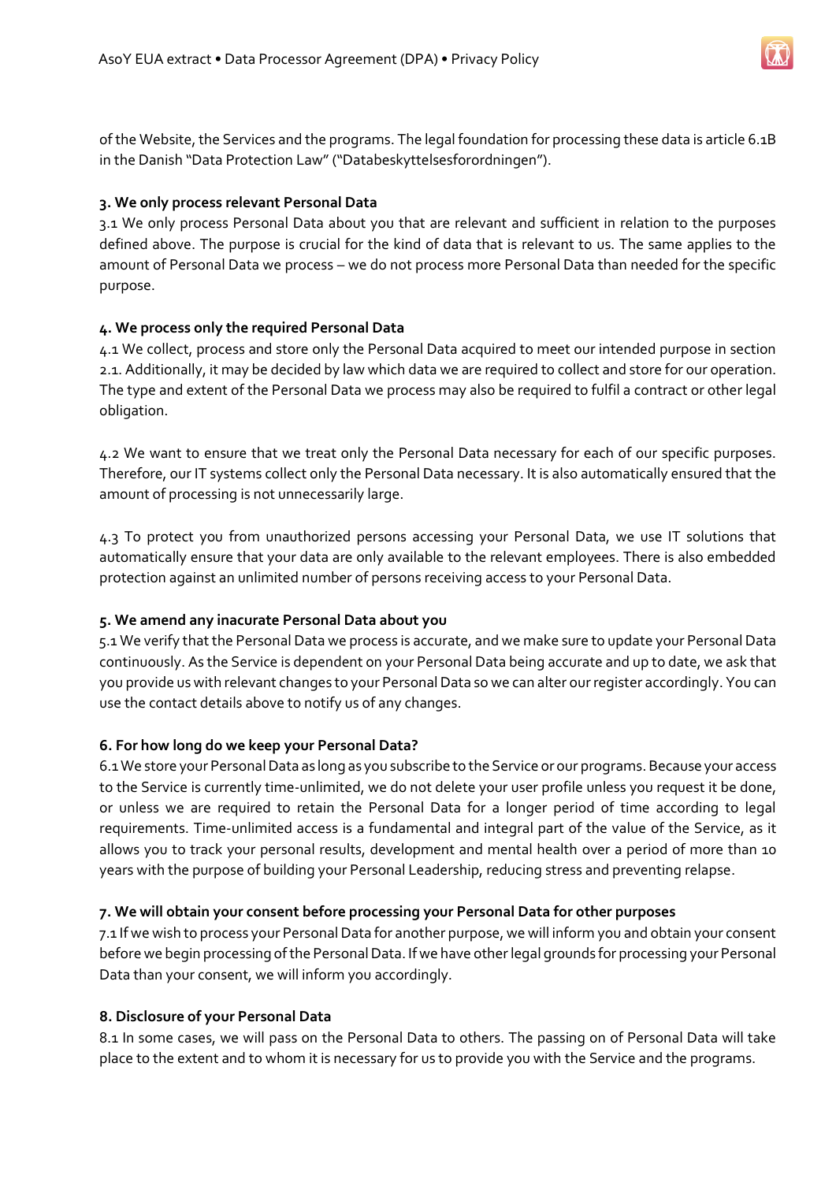of the Website, the Services and the programs. The legal foundation for processing these data is article 6.1B in the Danish "Data Protection Law" ("Databeskyttelsesforordningen").

**3. We only process relevant Personal Data**

3.1 We only process Personal Data about you that are relevant and sufficient in relation to the purposes defined above. The purpose is crucial for the kind of data that is relevant to us. The same applies to the amount of Personal Data we process – we do not process more Personal Data than needed for the specific purpose.

**4. We process only the required Personal Data**

4.1 We collect, process and store only the Personal Data acquired to meet our intended purpose in section 2.1. Additionally, it may be decided by law which data we are required to collect and store for our operation. The type and extent of the Personal Data we process may also be required to fulfil a contract or other legal obligation.

4.2 We want to ensure that we treat only the Personal Data necessary for each of our specific purposes. Therefore, our IT systems collect only the Personal Data necessary. It is also automatically ensured that the amount of processing is not unnecessarily large.

4.3 To protect you from unauthorized persons accessing your Personal Data, we use IT solutions that automatically ensure that your data are only available to the relevant employees. There is also embedded protection against an unlimited number of persons receiving access to your Personal Data.

**5. We amend any inacurate Personal Data about you**

5.1 We verify that the Personal Data we process is accurate, and we make sure to update your Personal Data continuously. As the Service is dependent on your Personal Data being accurate and up to date, we ask that you provide us with relevant changes to your Personal Data so we can alter our register accordingly. You can use the contact details above to notify us of any changes.

**6. For how long do we keep your Personal Data?**

6.1 We store your Personal Data as long as you subscribe to the Service or our programs. Because your access to the Service is currently time-unlimited, we do not delete your user profile unless you request it be done, or unless we are required to retain the Personal Data for a longer period of time according to legal requirements. Time-unlimited access is a fundamental and integral part of the value of the Service, as it allows you to track your personal results, development and mental health over a period of more than 10 years with the purpose of building your Personal Leadership, reducing stress and preventing relapse.

**7. We will obtain your consent before processing your Personal Data for other purposes**

7.1 If we wish to process your Personal Data for another purpose, we will inform you and obtain your consent before we begin processing of the Personal Data. If we have other legal grounds for processing your Personal Data than your consent, we will inform you accordingly.

**8. Disclosure of your Personal Data**

8.1 In some cases, we will pass on the Personal Data to others. The passing on of Personal Data will take place to the extent and to whom it is necessary for us to provide you with the Service and the programs.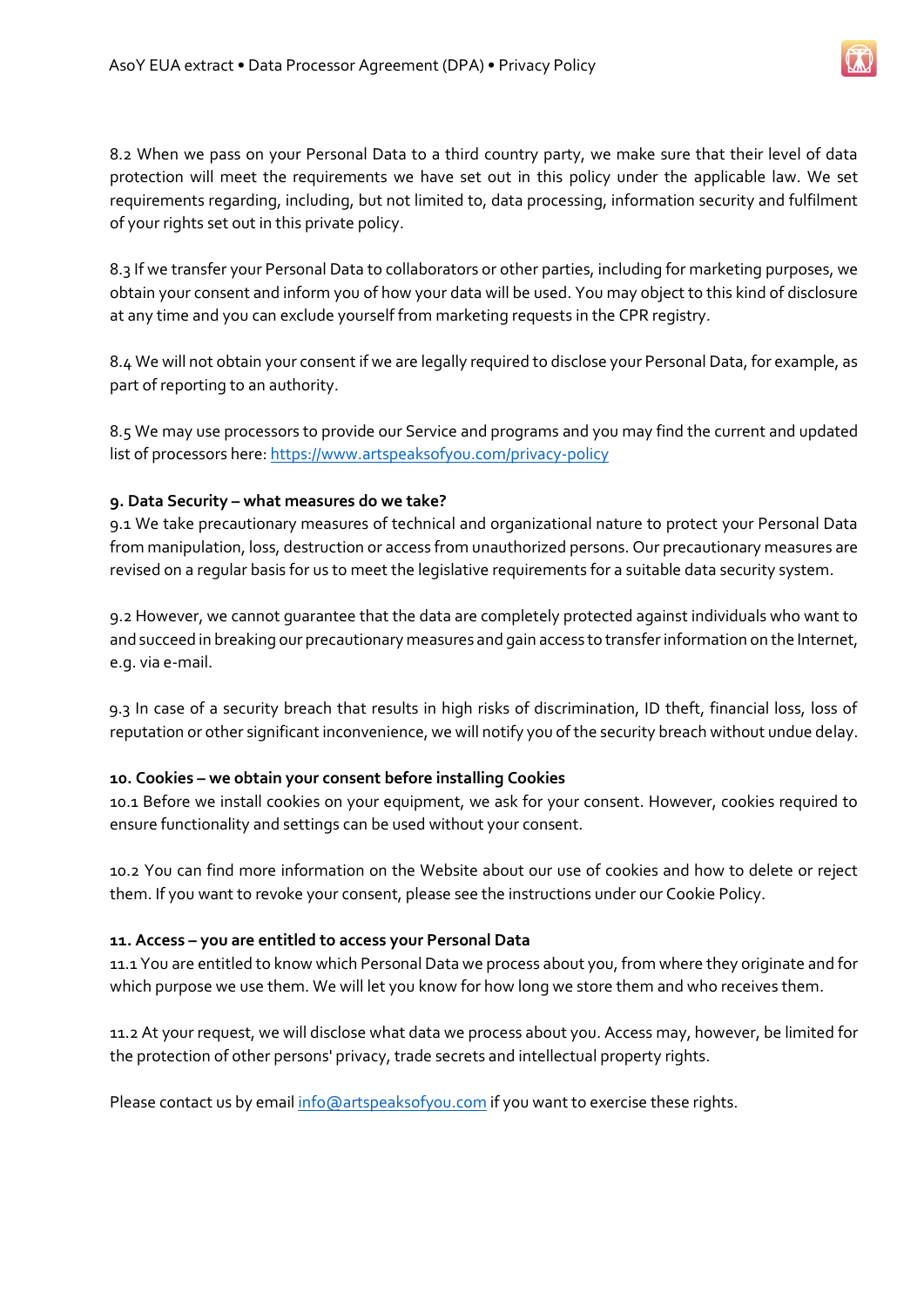8.2 When we pass on your Personal Data to a third country party, we make sure that their level of data protection will meet the requirements we have set out in this policy under the applicable law. We set requirements regarding, including, but not limited to, data processing, information security and fulfilment of your rights set out in this private policy.

8.3 If we transfer your Personal Data to collaborators or other parties, including for marketing purposes, we obtain your consent and inform you of how your data will be used. You may object to this kind of disclosure at any time and you can exclude yourself from marketing requests in the CPR registry.

8.4 We will not obtain your consent if we are legally required to disclose your Personal Data, for example, as part of reporting to an authority.

8.5 We may use processors to provide our Service and programs and you may find the current and updated list of processors here: [https://www.artspeaksofyou.com/privacy-policy](https://www.artspeaksofyou.com/privacy-policy)

**9. Data Security – what measures do we take?**

9.1 We take precautionary measures of technical and organizational nature to protect your Personal Data from manipulation, loss, destruction or access from unauthorized persons. Our precautionary measures are revised on a regular basis for us to meet the legislative requirements for a suitable data security system.

9.2 However, we cannot guarantee that the data are completely protected against individuals who want to and succeed in breaking our precautionary measures and gain access to transfer information on the Internet, e.g. via e-mail.

9.3 In case of a security breach that results in high risks of discrimination, ID theft, financial loss, loss of reputation or other significant inconvenience, we will notify you of the security breach without undue delay.

**10. Cookies – we obtain your consent before installing Cookies**

10.1 Before we install cookies on your equipment, we ask for your consent. However, cookies required to ensure functionality and settings can be used without your consent.

10.2 You can find more information on the Website about our use of cookies and how to delete or reject them. If you want to revoke your consent, please see the instructions under our Cookie Policy.

**11. Access – you are entitled to access your Personal Data**

11.1 You are entitled to know which Personal Data we process about you, from where they originate and for which purpose we use them. We will let you know for how long we store them and who receives them.

11.2 At your request, we will disclose what data we process about you. Access may, however, be limited for the protection of other persons' privacy, trade secrets and intellectual property rights.

Please contact us by email [info@artspeaksofyou.com](mailto:info@artspeaksofyou.com) if you want to exercise these rights.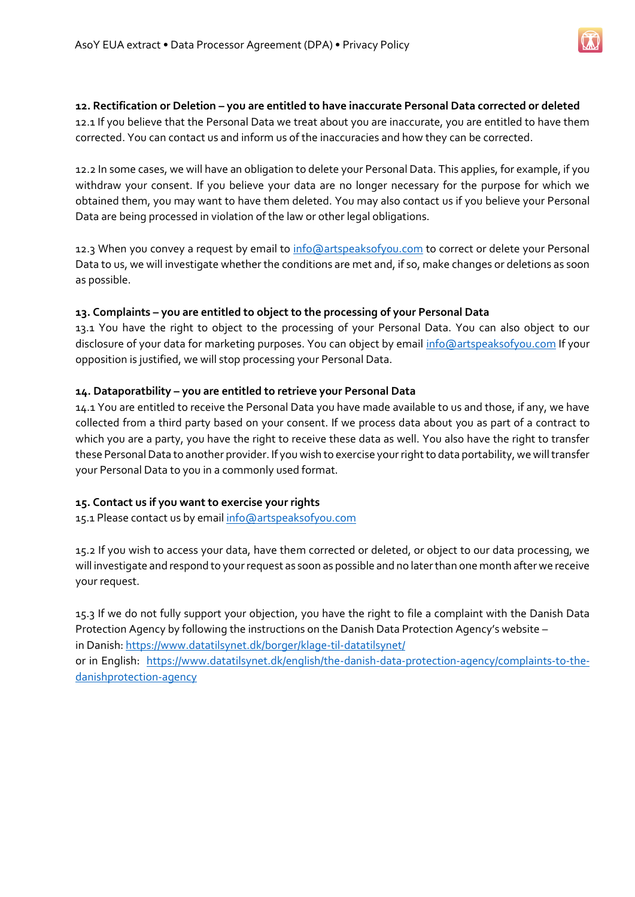**12. Rectification or Deletion – you are entitled to have inaccurate Personal Data corrected or deleted**

12.1 If you believe that the Personal Data we treat about you are inaccurate, you are entitled to have them corrected. You can contact us and inform us of the inaccuracies and how they can be corrected.

12.2 In some cases, we will have an obligation to delete your Personal Data. This applies, for example, if you withdraw your consent. If you believe your data are no longer necessary for the purpose for which we obtained them, you may want to have them deleted. You may also contact us if you believe your Personal Data are being processed in violation of the law or other legal obligations.

12.3 When you convey a request by email to [info@artspeaksofyou.com](mailto:info@artspeaksofyou.com) to correct or delete your Personal Data to us, we will investigate whether the conditions are met and, if so, make changes or deletions as soon as possible.

**13. Complaints – you are entitled to object to the processing of your Personal Data**

13.1 You have the right to object to the processing of your Personal Data. You can also object to our disclosure of your data for marketing purposes. You can object by email [info@artspeaksofyou.com](mailto:info@artspeaksofyou.com) If your opposition is justified, we will stop processing your Personal Data.

**14. Dataporatbility – you are entitled to retrieve your Personal Data**

14.1 You are entitled to receive the Personal Data you have made available to us and those, if any, we have collected from a third party based on your consent. If we process data about you as part of a contract to which you are a party, you have the right to receive these data as well. You also have the right to transfer these Personal Data to another provider. If you wish to exercise your right to data portability, we will transfer your Personal Data to you in a commonly used format.

**15. Contact us if you want to exercise your rights**

15.1 Please contact us by email [info@artspeaksofyou.com](mailto:info@artspeaksofyou.com)

15.2 If you wish to access your data, have them corrected or deleted, or object to our data processing, we will investigate and respond to your request as soon as possible and no later than one month after we receive your request.

15.3 If we do not fully support your objection, you have the right to file a complaint with the Danish Data Protection Agency by following the instructions on the Danish Data Protection Agency's website –
in Danish: [https://www.datatilsynet.dk/borger/klage-til-datatilsynet/](https://www.datatilsynet.dk/borger/klage-til-datatilsynet/)
or in English: [https://www.datatilsynet.dk/english/the-danish-data-protection-agency/complaints-to-the-danishprotection-agency](https://www.datatilsynet.dk/english/the-danish-data-protection-agency/complaints-to-the-danishprotection-agency)